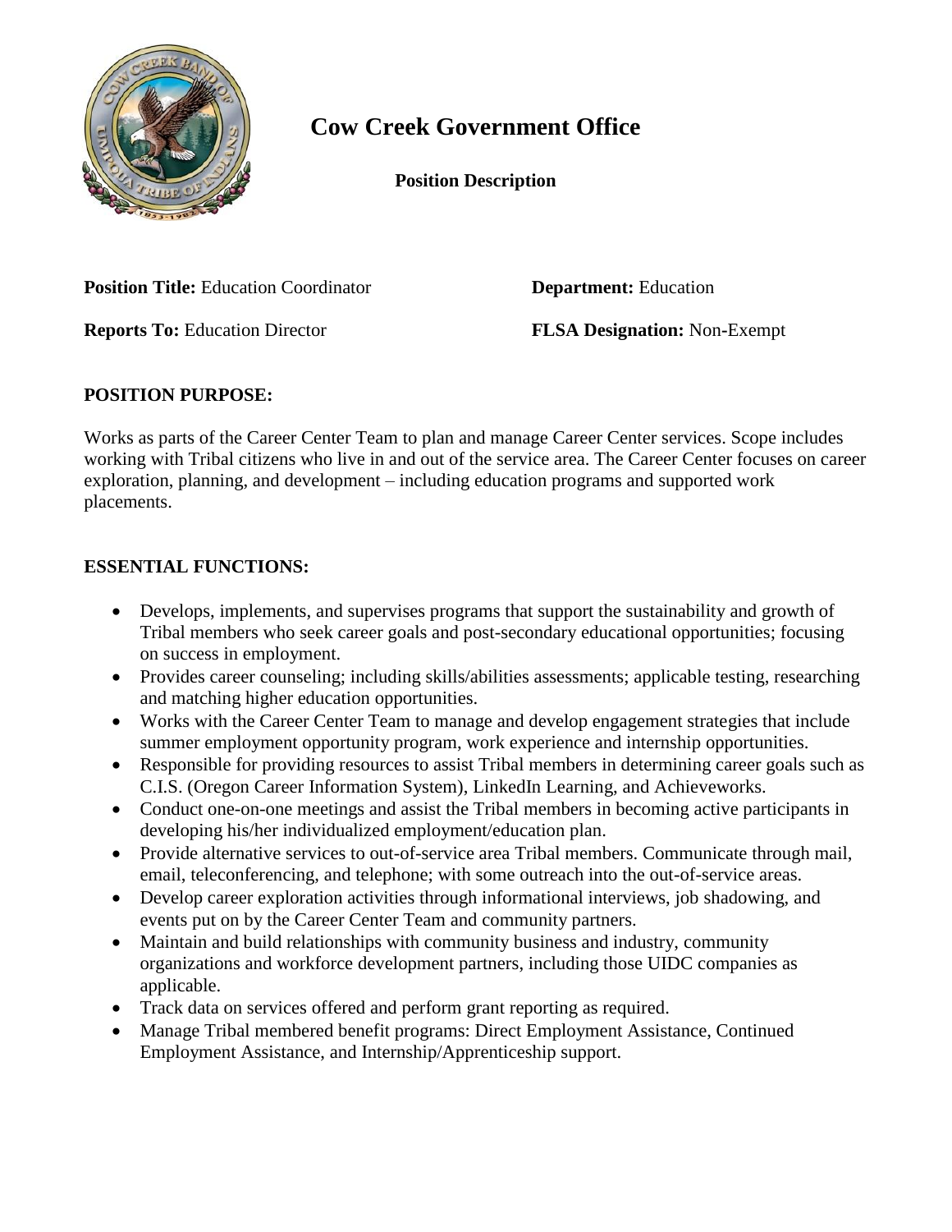# Cow Creek Government Office

**Position Description**

**Position Title:** Education Coordinator

**Department:** Education

**Reports To:** Education Director

**FLSA Designation:** Non-Exempt

## POSITION PURPOSE:

Works as parts of the Career Center Team to plan and manage Career Center services. Scope includes working with Tribal citizens who live in and out of the service area. The Career Center focuses on career exploration, planning, and development – including education programs and supported work placements.

## ESSENTIAL FUNCTIONS:

- Develops, implements, and supervises programs that support the sustainability and growth of Tribal members who seek career goals and post-secondary educational opportunities; focusing on success in employment.
- Provides career counseling; including skills/abilities assessments; applicable testing, researching and matching higher education opportunities.
- Works with the Career Center Team to manage and develop engagement strategies that include summer employment opportunity program, work experience and internship opportunities.
- Responsible for providing resources to assist Tribal members in determining career goals such as C.I.S. (Oregon Career Information System), LinkedIn Learning, and Achieveworks.
- Conduct one-on-one meetings and assist the Tribal members in becoming active participants in developing his/her individualized employment/education plan.
- Provide alternative services to out-of-service area Tribal members. Communicate through mail, email, teleconferencing, and telephone; with some outreach into the out-of-service areas.
- Develop career exploration activities through informational interviews, job shadowing, and events put on by the Career Center Team and community partners.
- Maintain and build relationships with community business and industry, community organizations and workforce development partners, including those UIDC companies as applicable.
- Track data on services offered and perform grant reporting as required.
- Manage Tribal membered benefit programs: Direct Employment Assistance, Continued Employment Assistance, and Internship/Apprenticeship support.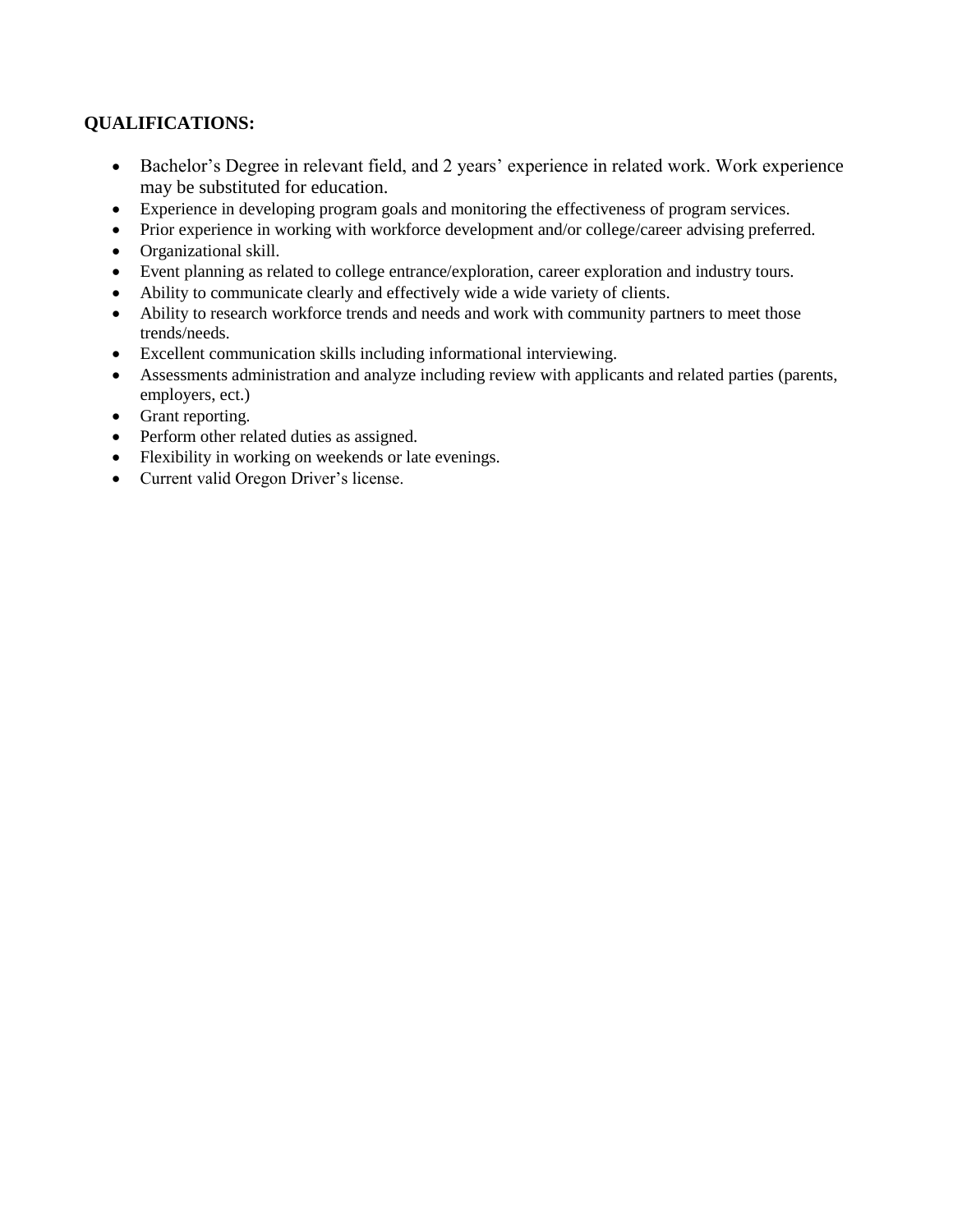**QUALIFICATIONS:**

- Bachelor's Degree in relevant field, and 2 years' experience in related work. Work experience may be substituted for education.
- Experience in developing program goals and monitoring the effectiveness of program services.
- Prior experience in working with workforce development and/or college/career advising preferred.
- Organizational skill.
- Event planning as related to college entrance/exploration, career exploration and industry tours.
- Ability to communicate clearly and effectively wide a wide variety of clients.
- Ability to research workforce trends and needs and work with community partners to meet those trends/needs.
- Excellent communication skills including informational interviewing.
- Assessments administration and analyze including review with applicants and related parties (parents, employers, ect.)
- Grant reporting.
- Perform other related duties as assigned.
- Flexibility in working on weekends or late evenings.
- Current valid Oregon Driver's license.